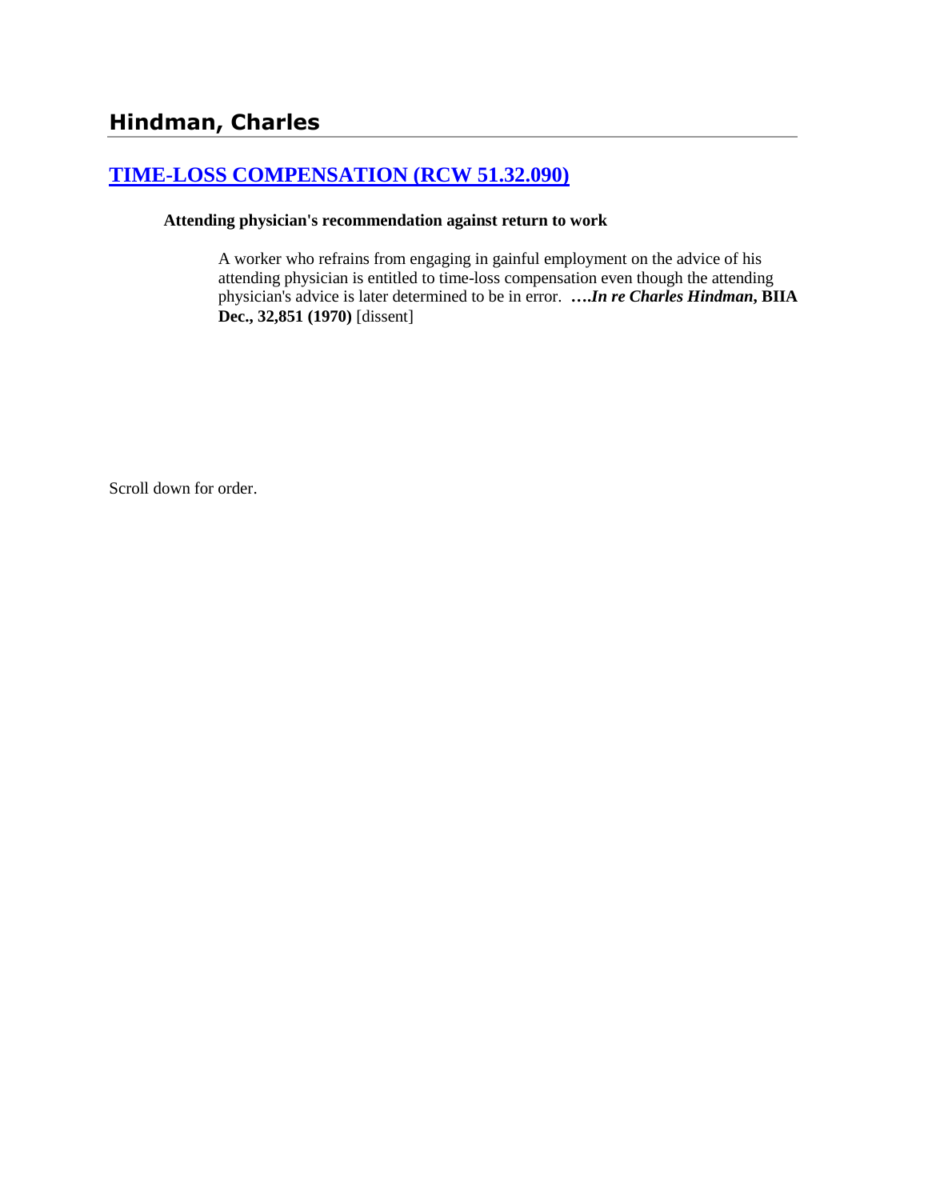## Hindman, Charles

### [TIME-LOSS COMPENSATION (RCW 51.32.090)]()

**Attending physician's recommendation against return to work**

A worker who refrains from engaging in gainful employment on the advice of his attending physician is entitled to time-loss compensation even though the attending physician's advice is later determined to be in error. ***….In re Charles Hindman*, BIIA Dec., 32,851 (1970)** [dissent]

Scroll down for order.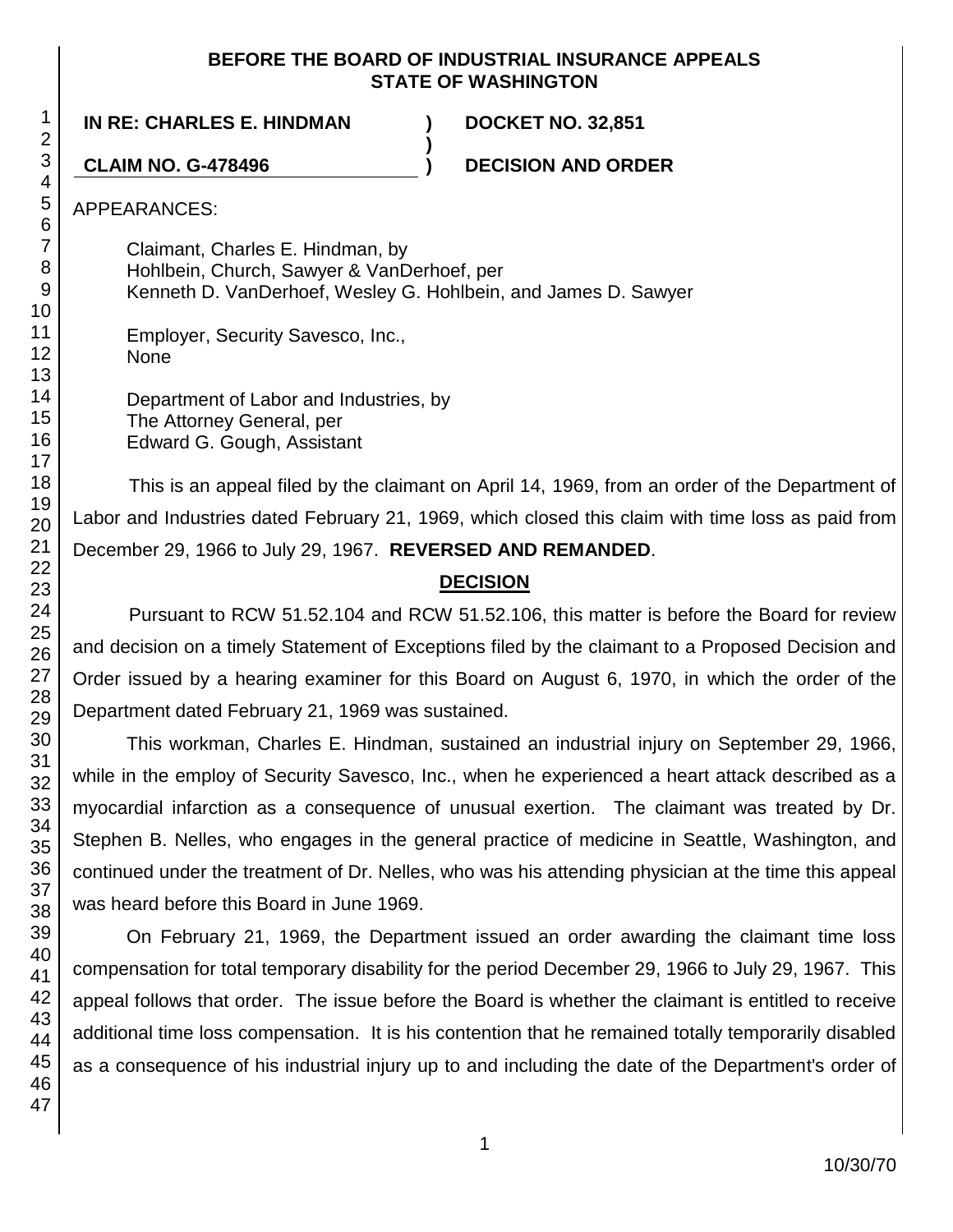**BEFORE THE BOARD OF INDUSTRIAL INSURANCE APPEALS**
**STATE OF WASHINGTON**

**IN RE: CHARLES E. HINDMAN** ) **DOCKET NO. 32,851**
)
**CLAIM NO. G-478496** ) **DECISION AND ORDER**

APPEARANCES:

Claimant, Charles E. Hindman, by
Hohlbein, Church, Sawyer & VanDerhoef, per
Kenneth D. VanDerhoef, Wesley G. Hohlbein, and James D. Sawyer

Employer, Security Savesco, Inc.,
None

Department of Labor and Industries, by
The Attorney General, per
Edward G. Gough, Assistant

This is an appeal filed by the claimant on April 14, 1969, from an order of the Department of Labor and Industries dated February 21, 1969, which closed this claim with time loss as paid from December 29, 1966 to July 29, 1967. **REVERSED AND REMANDED**.

## DECISION

Pursuant to RCW 51.52.104 and RCW 51.52.106, this matter is before the Board for review and decision on a timely Statement of Exceptions filed by the claimant to a Proposed Decision and Order issued by a hearing examiner for this Board on August 6, 1970, in which the order of the Department dated February 21, 1969 was sustained.

This workman, Charles E. Hindman, sustained an industrial injury on September 29, 1966, while in the employ of Security Savesco, Inc., when he experienced a heart attack described as a myocardial infarction as a consequence of unusual exertion. The claimant was treated by Dr. Stephen B. Nelles, who engages in the general practice of medicine in Seattle, Washington, and continued under the treatment of Dr. Nelles, who was his attending physician at the time this appeal was heard before this Board in June 1969.

On February 21, 1969, the Department issued an order awarding the claimant time loss compensation for total temporary disability for the period December 29, 1966 to July 29, 1967. This appeal follows that order. The issue before the Board is whether the claimant is entitled to receive additional time loss compensation. It is his contention that he remained totally temporarily disabled as a consequence of his industrial injury up to and including the date of the Department's order of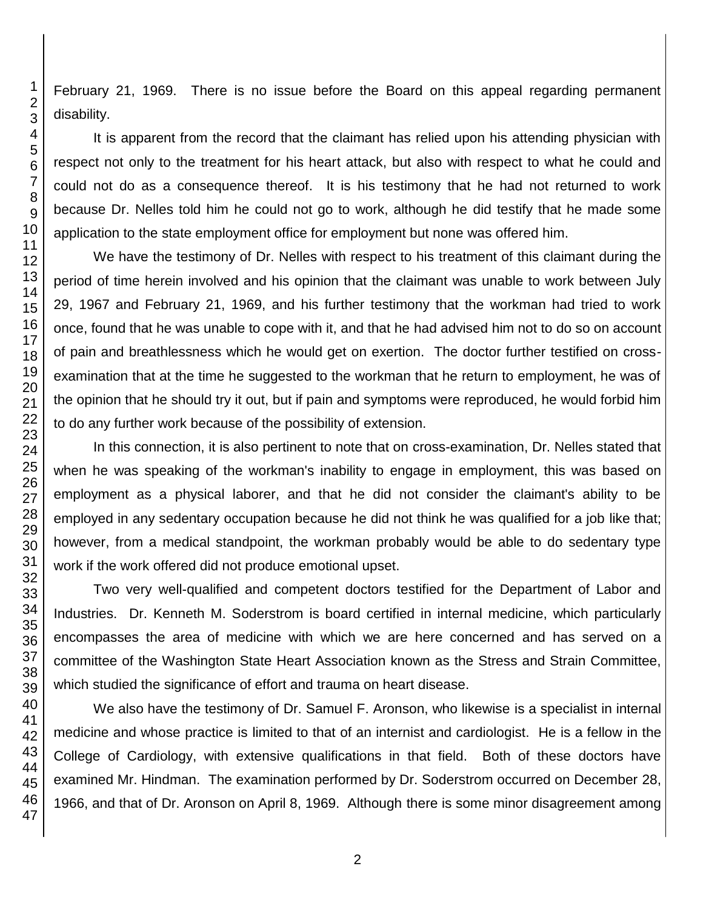February 21, 1969. There is no issue before the Board on this appeal regarding permanent disability.

It is apparent from the record that the claimant has relied upon his attending physician with respect not only to the treatment for his heart attack, but also with respect to what he could and could not do as a consequence thereof. It is his testimony that he had not returned to work because Dr. Nelles told him he could not go to work, although he did testify that he made some application to the state employment office for employment but none was offered him.

We have the testimony of Dr. Nelles with respect to his treatment of this claimant during the period of time herein involved and his opinion that the claimant was unable to work between July 29, 1967 and February 21, 1969, and his further testimony that the workman had tried to work once, found that he was unable to cope with it, and that he had advised him not to do so on account of pain and breathlessness which he would get on exertion. The doctor further testified on cross-examination that at the time he suggested to the workman that he return to employment, he was of the opinion that he should try it out, but if pain and symptoms were reproduced, he would forbid him to do any further work because of the possibility of extension.

In this connection, it is also pertinent to note that on cross-examination, Dr. Nelles stated that when he was speaking of the workman's inability to engage in employment, this was based on employment as a physical laborer, and that he did not consider the claimant's ability to be employed in any sedentary occupation because he did not think he was qualified for a job like that; however, from a medical standpoint, the workman probably would be able to do sedentary type work if the work offered did not produce emotional upset.

Two very well-qualified and competent doctors testified for the Department of Labor and Industries. Dr. Kenneth M. Soderstrom is board certified in internal medicine, which particularly encompasses the area of medicine with which we are here concerned and has served on a committee of the Washington State Heart Association known as the Stress and Strain Committee, which studied the significance of effort and trauma on heart disease.

We also have the testimony of Dr. Samuel F. Aronson, who likewise is a specialist in internal medicine and whose practice is limited to that of an internist and cardiologist. He is a fellow in the College of Cardiology, with extensive qualifications in that field. Both of these doctors have examined Mr. Hindman. The examination performed by Dr. Soderstrom occurred on December 28, 1966, and that of Dr. Aronson on April 8, 1969. Although there is some minor disagreement among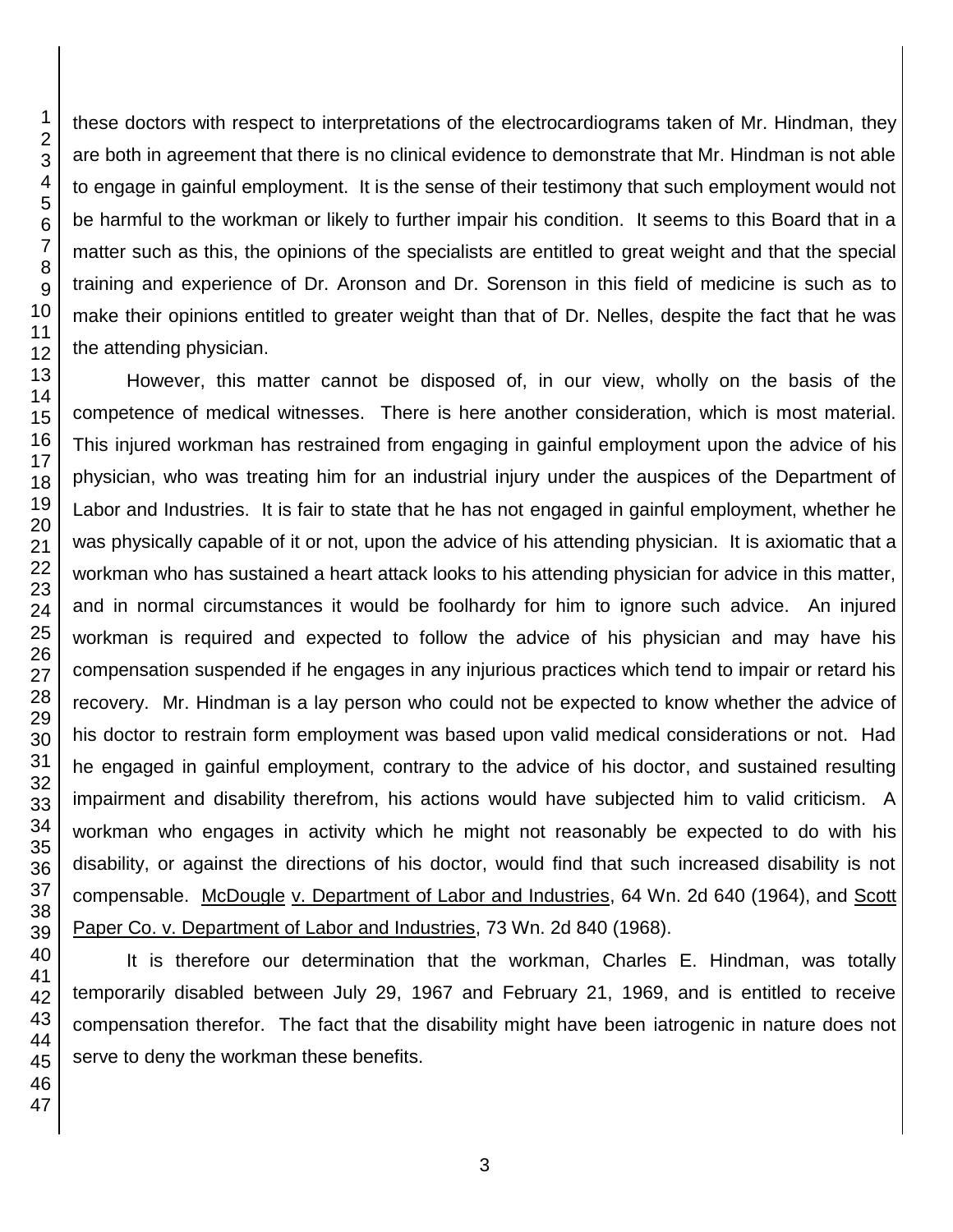these doctors with respect to interpretations of the electrocardiograms taken of Mr. Hindman, they are both in agreement that there is no clinical evidence to demonstrate that Mr. Hindman is not able to engage in gainful employment. It is the sense of their testimony that such employment would not be harmful to the workman or likely to further impair his condition. It seems to this Board that in a matter such as this, the opinions of the specialists are entitled to great weight and that the special training and experience of Dr. Aronson and Dr. Sorenson in this field of medicine is such as to make their opinions entitled to greater weight than that of Dr. Nelles, despite the fact that he was the attending physician.

However, this matter cannot be disposed of, in our view, wholly on the basis of the competence of medical witnesses. There is here another consideration, which is most material. This injured workman has restrained from engaging in gainful employment upon the advice of his physician, who was treating him for an industrial injury under the auspices of the Department of Labor and Industries. It is fair to state that he has not engaged in gainful employment, whether he was physically capable of it or not, upon the advice of his attending physician. It is axiomatic that a workman who has sustained a heart attack looks to his attending physician for advice in this matter, and in normal circumstances it would be foolhardy for him to ignore such advice. An injured workman is required and expected to follow the advice of his physician and may have his compensation suspended if he engages in any injurious practices which tend to impair or retard his recovery. Mr. Hindman is a lay person who could not be expected to know whether the advice of his doctor to restrain form employment was based upon valid medical considerations or not. Had he engaged in gainful employment, contrary to the advice of his doctor, and sustained resulting impairment and disability therefrom, his actions would have subjected him to valid criticism. A workman who engages in activity which he might not reasonably be expected to do with his disability, or against the directions of his doctor, would find that such increased disability is not compensable. McDougle v. Department of Labor and Industries, 64 Wn. 2d 640 (1964), and Scott Paper Co. v. Department of Labor and Industries, 73 Wn. 2d 840 (1968).

It is therefore our determination that the workman, Charles E. Hindman, was totally temporarily disabled between July 29, 1967 and February 21, 1969, and is entitled to receive compensation therefor. The fact that the disability might have been iatrogenic in nature does not serve to deny the workman these benefits.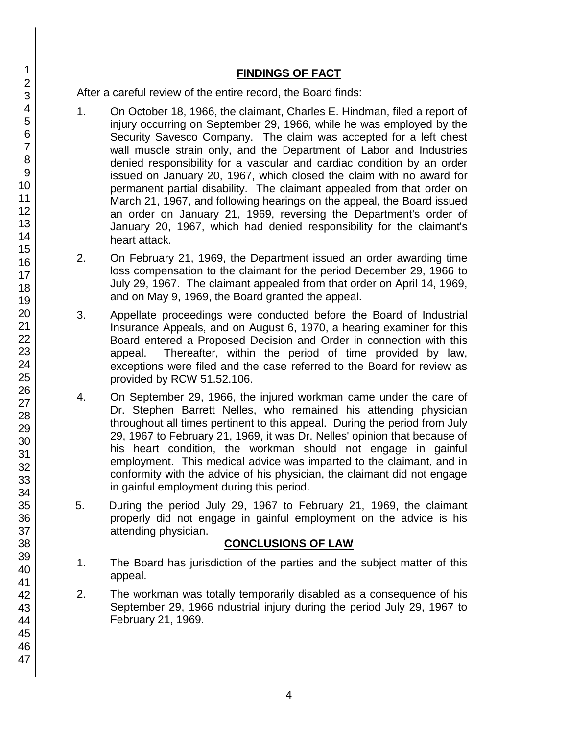## FINDINGS OF FACT

After a careful review of the entire record, the Board finds:

1. On October 18, 1966, the claimant, Charles E. Hindman, filed a report of injury occurring on September 29, 1966, while he was employed by the Security Savesco Company. The claim was accepted for a left chest wall muscle strain only, and the Department of Labor and Industries denied responsibility for a vascular and cardiac condition by an order issued on January 20, 1967, which closed the claim with no award for permanent partial disability. The claimant appealed from that order on March 21, 1967, and following hearings on the appeal, the Board issued an order on January 21, 1969, reversing the Department's order of January 20, 1967, which had denied responsibility for the claimant's heart attack.

2. On February 21, 1969, the Department issued an order awarding time loss compensation to the claimant for the period December 29, 1966 to July 29, 1967. The claimant appealed from that order on April 14, 1969, and on May 9, 1969, the Board granted the appeal.

3. Appellate proceedings were conducted before the Board of Industrial Insurance Appeals, and on August 6, 1970, a hearing examiner for this Board entered a Proposed Decision and Order in connection with this appeal. Thereafter, within the period of time provided by law, exceptions were filed and the case referred to the Board for review as provided by RCW 51.52.106.

4. On September 29, 1966, the injured workman came under the care of Dr. Stephen Barrett Nelles, who remained his attending physician throughout all times pertinent to this appeal. During the period from July 29, 1967 to February 21, 1969, it was Dr. Nelles' opinion that because of his heart condition, the workman should not engage in gainful employment. This medical advice was imparted to the claimant, and in conformity with the advice of his physician, the claimant did not engage in gainful employment during this period.

5. During the period July 29, 1967 to February 21, 1969, the claimant properly did not engage in gainful employment on the advice is his attending physician.

## CONCLUSIONS OF LAW

1. The Board has jurisdiction of the parties and the subject matter of this appeal.

2. The workman was totally temporarily disabled as a consequence of his September 29, 1966 ndustrial injury during the period July 29, 1967 to February 21, 1969.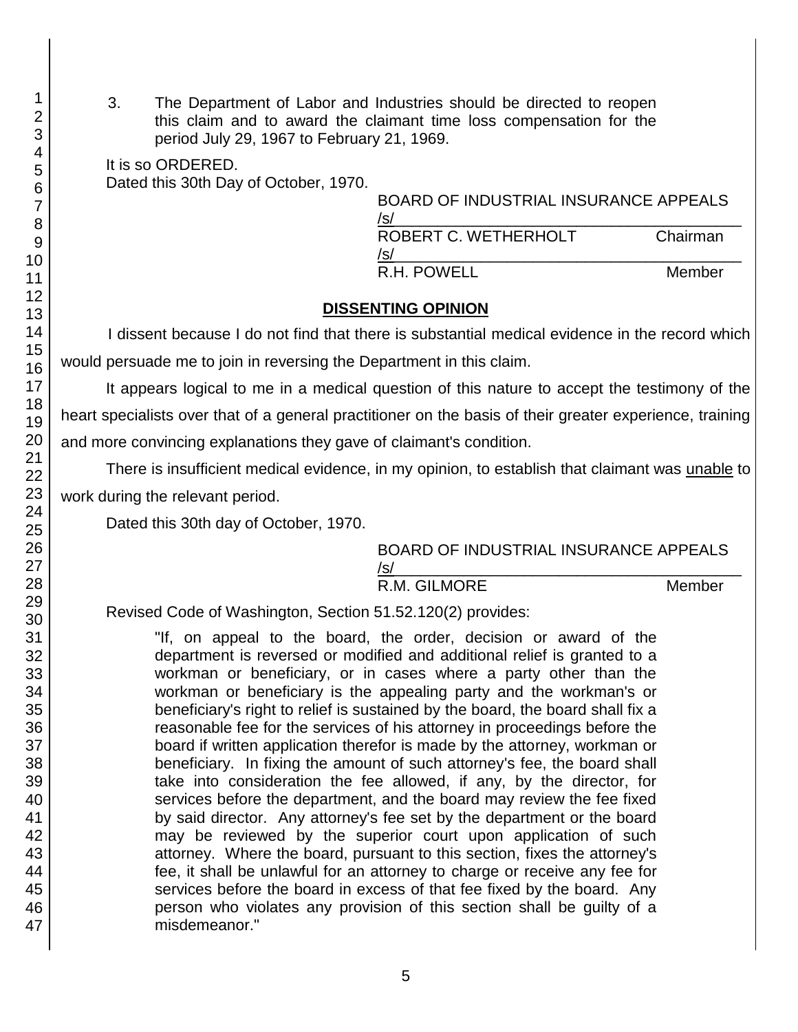3. The Department of Labor and Industries should be directed to reopen this claim and to award the claimant time loss compensation for the period July 29, 1967 to February 21, 1969.

It is so ORDERED.

Dated this 30th Day of October, 1970.

BOARD OF INDUSTRIAL INSURANCE APPEALS

/s/_______________________________________

ROBERT C. WETHERHOLT Chairman

/s/_______________________________________

R.H. POWELL Member

## DISSENTING OPINION

I dissent because I do not find that there is substantial medical evidence in the record which would persuade me to join in reversing the Department in this claim.

It appears logical to me in a medical question of this nature to accept the testimony of the heart specialists over that of a general practitioner on the basis of their greater experience, training and more convincing explanations they gave of claimant's condition.

There is insufficient medical evidence, in my opinion, to establish that claimant was unable to work during the relevant period.

Dated this 30th day of October, 1970.

BOARD OF INDUSTRIAL INSURANCE APPEALS

/s/_______________________________________

R.M. GILMORE Member

Revised Code of Washington, Section 51.52.120(2) provides:

> "If, on appeal to the board, the order, decision or award of the department is reversed or modified and additional relief is granted to a workman or beneficiary, or in cases where a party other than the workman or beneficiary is the appealing party and the workman's or beneficiary's right to relief is sustained by the board, the board shall fix a reasonable fee for the services of his attorney in proceedings before the board if written application therefor is made by the attorney, workman or beneficiary. In fixing the amount of such attorney's fee, the board shall take into consideration the fee allowed, if any, by the director, for services before the department, and the board may review the fee fixed by said director. Any attorney's fee set by the department or the board may be reviewed by the superior court upon application of such attorney. Where the board, pursuant to this section, fixes the attorney's fee, it shall be unlawful for an attorney to charge or receive any fee for services before the board in excess of that fee fixed by the board. Any person who violates any provision of this section shall be guilty of a misdemeanor."